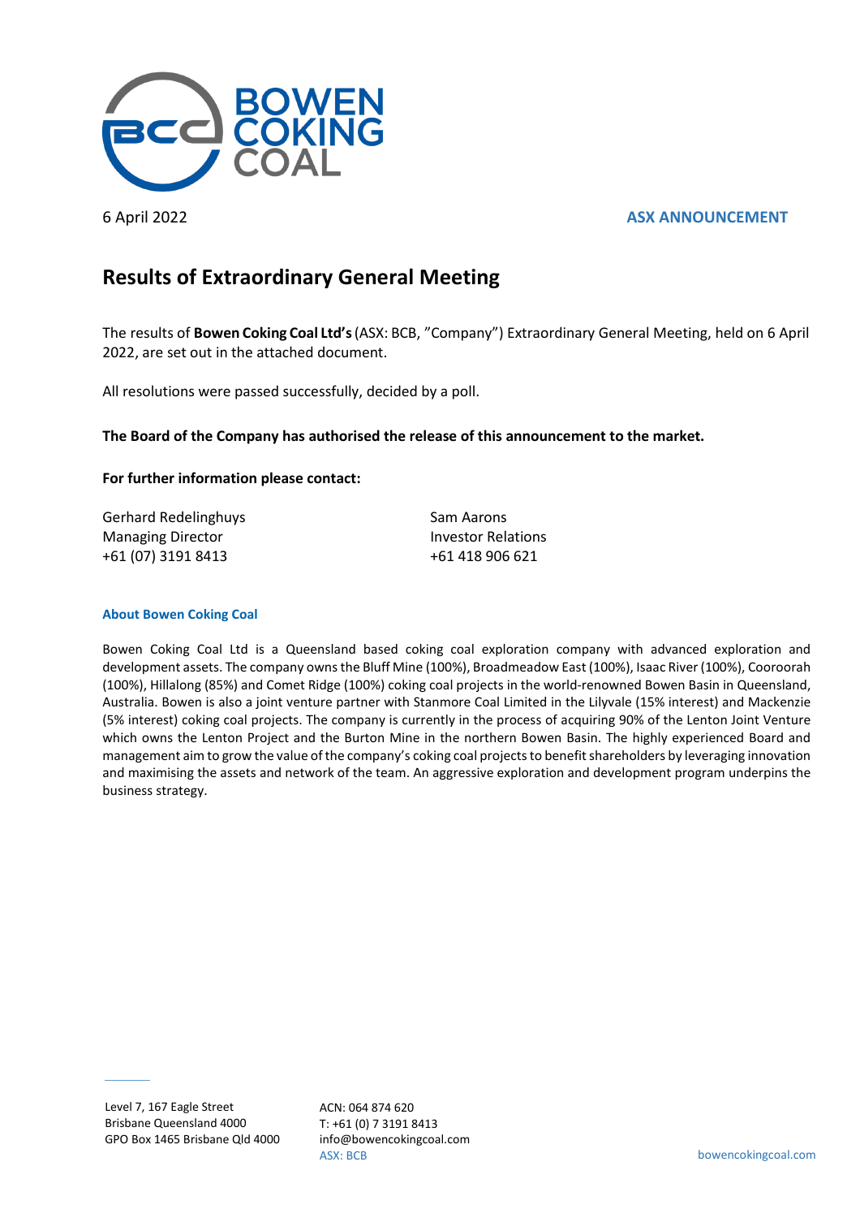6 April 2022

**ASX ANNOUNCEMENT**

# Results of Extraordinary General Meeting

The results of **Bowen Coking Coal Ltd's** (ASX: BCB, "Company") Extraordinary General Meeting, held on 6 April 2022, are set out in the attached document.

All resolutions were passed successfully, decided by a poll.

**The Board of the Company has authorised the release of this announcement to the market.**

**For further information please contact:**

Gerhard Redelinghuys
Managing Director
+61 (07) 3191 8413

Sam Aarons
Investor Relations
+61 418 906 621

### About Bowen Coking Coal

Bowen Coking Coal Ltd is a Queensland based coking coal exploration company with advanced exploration and development assets. The company owns the Bluff Mine (100%), Broadmeadow East (100%), Isaac River (100%), Cooroorah (100%), Hillalong (85%) and Comet Ridge (100%) coking coal projects in the world-renowned Bowen Basin in Queensland, Australia. Bowen is also a joint venture partner with Stanmore Coal Limited in the Lilyvale (15% interest) and Mackenzie (5% interest) coking coal projects. The company is currently in the process of acquiring 90% of the Lenton Joint Venture which owns the Lenton Project and the Burton Mine in the northern Bowen Basin. The highly experienced Board and management aim to grow the value of the company's coking coal projects to benefit shareholders by leveraging innovation and maximising the assets and network of the team. An aggressive exploration and development program underpins the business strategy.

Level 7, 167 Eagle Street
Brisbane Queensland 4000
GPO Box 1465 Brisbane Qld 4000

ACN: 064 874 620
T: +61 (0) 7 3191 8413
info@bowencokingcoal.com
ASX: BCB

bowencokingcoal.com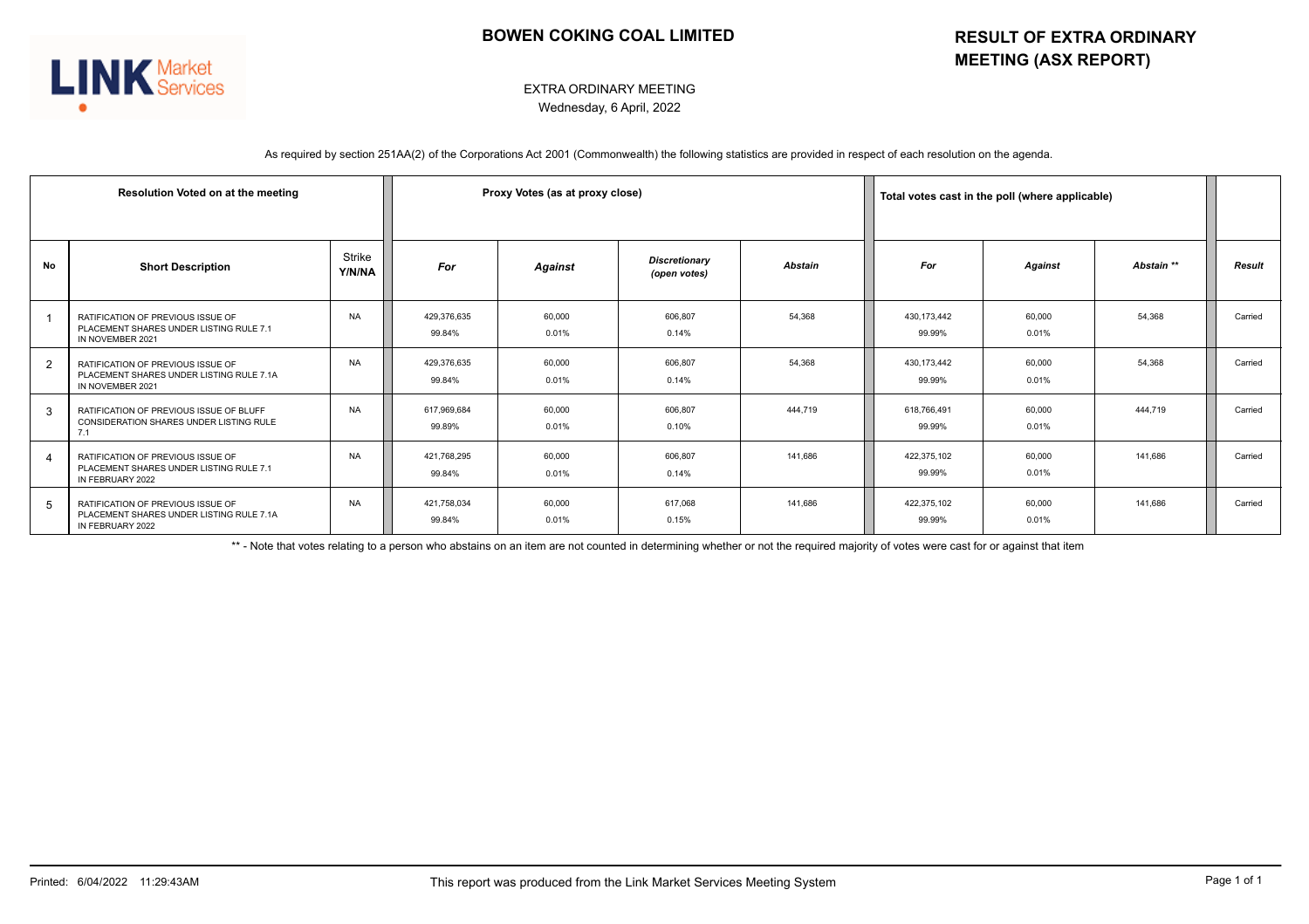# BOWEN COKING COAL LIMITED

# RESULT OF EXTRA ORDINARY MEETING (ASX REPORT)

EXTRA ORDINARY MEETING
Wednesday, 6 April, 2022

As required by section 251AA(2) of the Corporations Act 2001 (Commonwealth) the following statistics are provided in respect of each resolution on the agenda.

| Resolution Voted on at the meeting | | | Proxy Votes (as at proxy close) | | | | Total votes cast in the poll (where applicable) | | | |
|---|---|---|---|---|---|---|---|---|---|---|
| **No** | **Short Description** | **Strike Y/N/NA** | ***For*** | ***Against*** | ***Discretionary (open votes)*** | ***Abstain*** | ***For*** | ***Against*** | ***Abstain \*\**** | ***Result*** |
| 1 | RATIFICATION OF PREVIOUS ISSUE OF PLACEMENT SHARES UNDER LISTING RULE 7.1 IN NOVEMBER 2021 | NA | 429,376,635<br>99.84% | 60,000<br>0.01% | 606,807<br>0.14% | 54,368 | 430,173,442<br>99.99% | 60,000<br>0.01% | 54,368 | Carried |
| 2 | RATIFICATION OF PREVIOUS ISSUE OF PLACEMENT SHARES UNDER LISTING RULE 7.1A IN NOVEMBER 2021 | NA | 429,376,635<br>99.84% | 60,000<br>0.01% | 606,807<br>0.14% | 54,368 | 430,173,442<br>99.99% | 60,000<br>0.01% | 54,368 | Carried |
| 3 | RATIFICATION OF PREVIOUS ISSUE OF BLUFF CONSIDERATION SHARES UNDER LISTING RULE 7.1 | NA | 617,969,684<br>99.89% | 60,000<br>0.01% | 606,807<br>0.10% | 444,719 | 618,766,491<br>99.99% | 60,000<br>0.01% | 444,719 | Carried |
| 4 | RATIFICATION OF PREVIOUS ISSUE OF PLACEMENT SHARES UNDER LISTING RULE 7.1 IN FEBRUARY 2022 | NA | 421,768,295<br>99.84% | 60,000<br>0.01% | 606,807<br>0.14% | 141,686 | 422,375,102<br>99.99% | 60,000<br>0.01% | 141,686 | Carried |
| 5 | RATIFICATION OF PREVIOUS ISSUE OF PLACEMENT SHARES UNDER LISTING RULE 7.1A IN FEBRUARY 2022 | NA | 421,758,034<br>99.84% | 60,000<br>0.01% | 617,068<br>0.15% | 141,686 | 422,375,102<br>99.99% | 60,000<br>0.01% | 141,686 | Carried |

** - Note that votes relating to a person who abstains on an item are not counted in determining whether or not the required majority of votes were cast for or against that item

Printed: 6/04/2022 11:29:43AM

This report was produced from the Link Market Services Meeting System